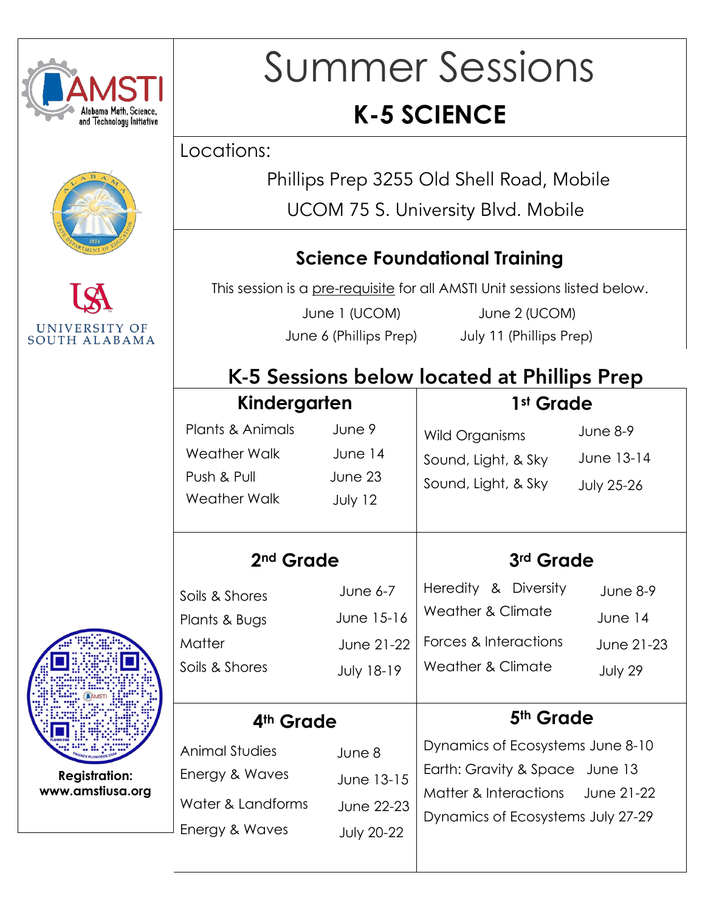# Summer Sessions

## K-5 SCIENCE

Locations:

Phillips Prep 3255 Old Shell Road, Mobile

UCOM 75 S. University Blvd. Mobile

### Science Foundational Training

This session is a pre-requisite for all AMSTI Unit sessions listed below.

June 1 (UCOM) June 2 (UCOM)

June 6 (Phillips Prep) July 11 (Phillips Prep)

## K-5 Sessions below located at Phillips Prep

### Kindergarten

| Session | Date |
|---|---|
| Plants & Animals | June 9 |
| Weather Walk | June 14 |
| Push & Pull | June 23 |
| Weather Walk | July 12 |

### 1st Grade

| Session | Date |
|---|---|
| Wild Organisms | June 8-9 |
| Sound, Light, & Sky | June 13-14 |
| Sound, Light, & Sky | July 25-26 |

### 2nd Grade

| Session | Date |
|---|---|
| Soils & Shores | June 6-7 |
| Plants & Bugs | June 15-16 |
| Matter | June 21-22 |
| Soils & Shores | July 18-19 |

### 3rd Grade

| Session | Date |
|---|---|
| Heredity & Diversity | June 8-9 |
| Weather & Climate | June 14 |
| Forces & Interactions | June 21-23 |
| Weather & Climate | July 29 |

### 4th Grade

| Session | Date |
|---|---|
| Animal Studies | June 8 |
| Energy & Waves | June 13-15 |
| Water & Landforms | June 22-23 |
| Energy & Waves | July 20-22 |

### 5th Grade

| Session | Date |
|---|---|
| Dynamics of Ecosystems | June 8-10 |
| Earth: Gravity & Space | June 13 |
| Matter & Interactions | June 21-22 |
| Dynamics of Ecosystems | July 27-29 |

**Registration:**
**www.amstiusa.org**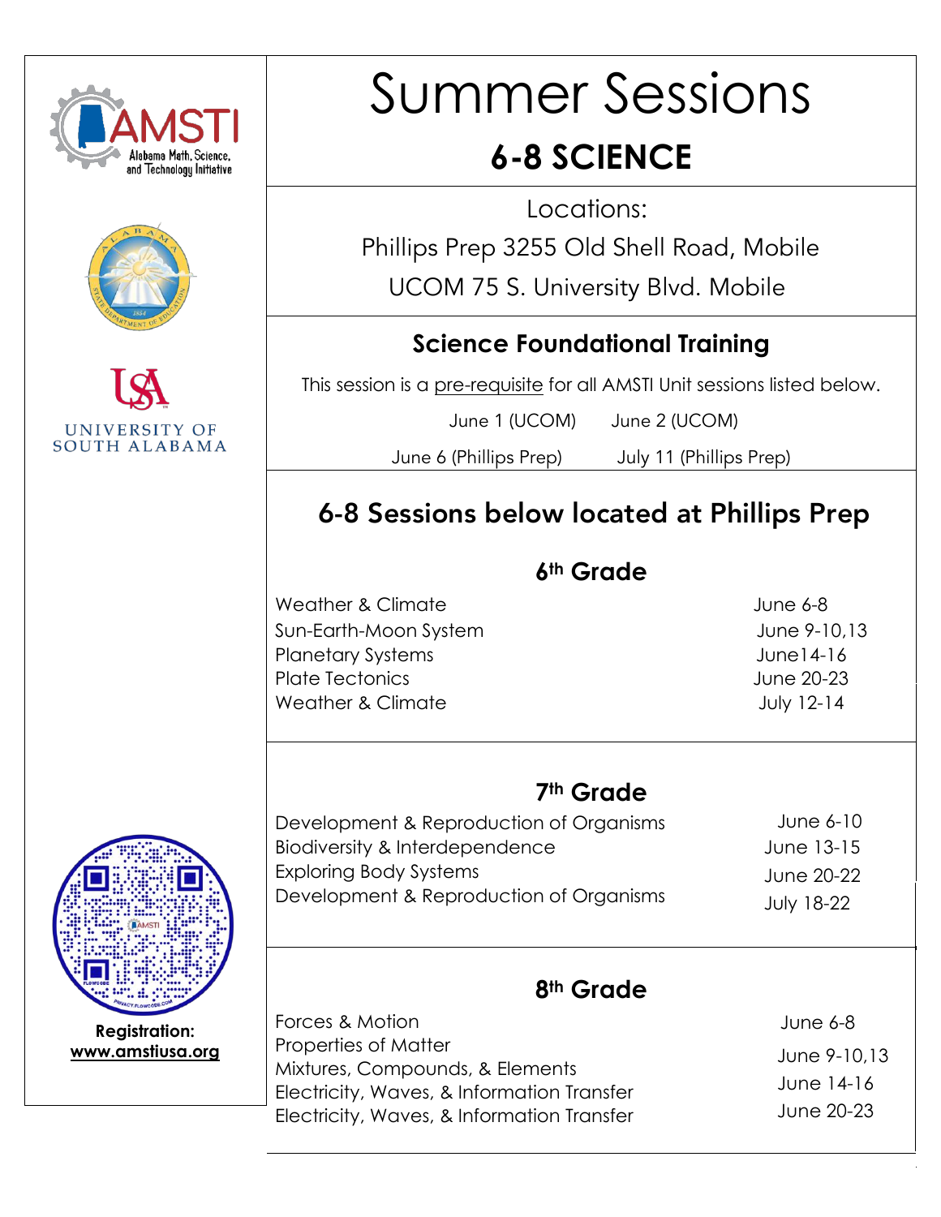# Summer Sessions

## 6-8 SCIENCE

Locations:

Phillips Prep 3255 Old Shell Road, Mobile

UCOM 75 S. University Blvd. Mobile

### Science Foundational Training

This session is a pre-requisite for all AMSTI Unit sessions listed below.

June 1 (UCOM) June 2 (UCOM)

June 6 (Phillips Prep) July 11 (Phillips Prep)

## 6-8 Sessions below located at Phillips Prep

### 6th Grade

| Session | Dates |
|---|---|
| Weather & Climate | June 6-8 |
| Sun-Earth-Moon System | June 9-10,13 |
| Planetary Systems | June14-16 |
| Plate Tectonics | June 20-23 |
| Weather & Climate | July 12-14 |

### 7th Grade

| Session | Dates |
|---|---|
| Development & Reproduction of Organisms | June 6-10 |
| Biodiversity & Interdependence | June 13-15 |
| Exploring Body Systems | June 20-22 |
| Development & Reproduction of Organisms | July 18-22 |

### 8th Grade

| Session | Dates |
|---|---|
| Forces & Motion | June 6-8 |
| Properties of Matter | |
| Mixtures, Compounds, & Elements | June 9-10,13 |
| Electricity, Waves, & Information Transfer | June 14-16 |
| Electricity, Waves, & Information Transfer | June 20-23 |

AMSTI Alabama Math, Science, and Technology Initiative

University of South Alabama

**Registration:**
**www.amstiusa.org**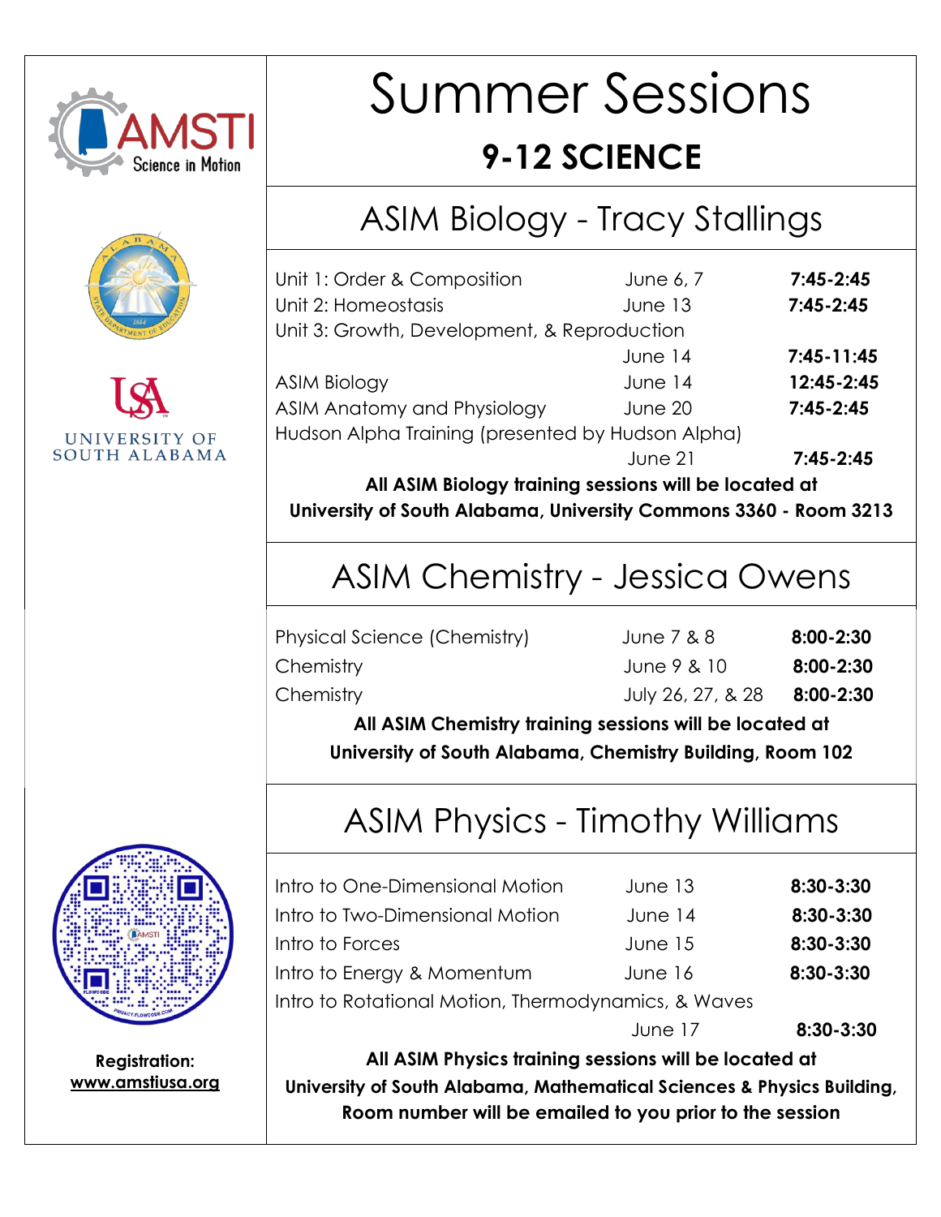# Summer Sessions

## 9-12 SCIENCE

## ASIM Biology - Tracy Stallings

| | | |
|---|---|---|
| Unit 1: Order & Composition | June 6, 7 | **7:45-2:45** |
| Unit 2: Homeostasis | June 13 | **7:45-2:45** |
| Unit 3: Growth, Development, & Reproduction | June 14 | **7:45-11:45** |
| ASIM Biology | June 14 | **12:45-2:45** |
| ASIM Anatomy and Physiology | June 20 | **7:45-2:45** |
| Hudson Alpha Training (presented by Hudson Alpha) | June 21 | **7:45-2:45** |

**All ASIM Biology training sessions will be located at University of South Alabama, University Commons 3360 - Room 3213**

## ASIM Chemistry - Jessica Owens

| | | |
|---|---|---|
| Physical Science (Chemistry) | June 7 & 8 | **8:00-2:30** |
| Chemistry | June 9 & 10 | **8:00-2:30** |
| Chemistry | July 26, 27, & 28 | **8:00-2:30** |

**All ASIM Chemistry training sessions will be located at University of South Alabama, Chemistry Building, Room 102**

## ASIM Physics - Timothy Williams

| | | |
|---|---|---|
| Intro to One-Dimensional Motion | June 13 | **8:30-3:30** |
| Intro to Two-Dimensional Motion | June 14 | **8:30-3:30** |
| Intro to Forces | June 15 | **8:30-3:30** |
| Intro to Energy & Momentum | June 16 | **8:30-3:30** |
| Intro to Rotational Motion, Thermodynamics, & Waves | June 17 | **8:30-3:30** |

**All ASIM Physics training sessions will be located at University of South Alabama, Mathematical Sciences & Physics Building, Room number will be emailed to you prior to the session**

AMSTI Science in Motion

UNIVERSITY OF SOUTH ALABAMA

**Registration:**
**www.amstiusa.org**